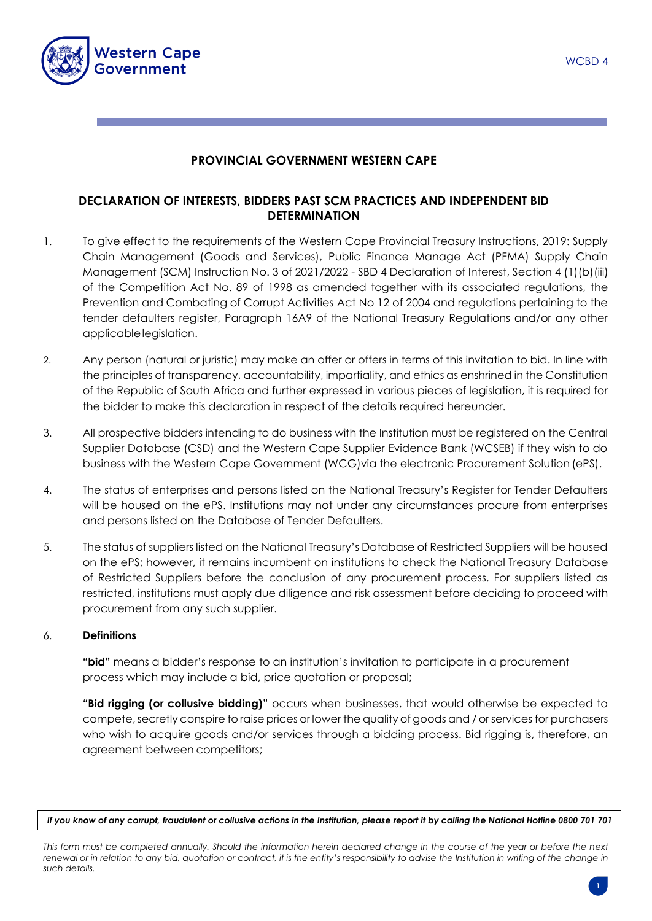## PROVINCIAL GOVERNMENT WESTERN CAPE

## DECLARATION OF INTERESTS, BIDDERS PAST SCM PRACTICES AND INDEPENDENT BID DETERMINATION

1. To give effect to the requirements of the Western Cape Provincial Treasury Instructions, 2019: Supply Chain Management (Goods and Services), Public Finance Manage Act (PFMA) Supply Chain Management (SCM) Instruction No. 3 of 2021/2022 - SBD 4 Declaration of Interest, Section 4 (1)(b)(iii) of the Competition Act No. 89 of 1998 as amended together with its associated regulations, the Prevention and Combating of Corrupt Activities Act No 12 of 2004 and regulations pertaining to the tender defaulters register, Paragraph 16A9 of the National Treasury Regulations and/or any other applicable legislation.

2. Any person (natural or juristic) may make an offer or offers in terms of this invitation to bid. In line with the principles of transparency, accountability, impartiality, and ethics as enshrined in the Constitution of the Republic of South Africa and further expressed in various pieces of legislation, it is required for the bidder to make this declaration in respect of the details required hereunder.

3. All prospective bidders intending to do business with the Institution must be registered on the Central Supplier Database (CSD) and the Western Cape Supplier Evidence Bank (WCSEB) if they wish to do business with the Western Cape Government (WCG) via the electronic Procurement Solution (ePS).

4. The status of enterprises and persons listed on the National Treasury's Register for Tender Defaulters will be housed on the ePS. Institutions may not under any circumstances procure from enterprises and persons listed on the Database of Tender Defaulters.

5. The status of suppliers listed on the National Treasury's Database of Restricted Suppliers will be housed on the ePS; however, it remains incumbent on institutions to check the National Treasury Database of Restricted Suppliers before the conclusion of any procurement process. For suppliers listed as restricted, institutions must apply due diligence and risk assessment before deciding to proceed with procurement from any such supplier.

6. **Definitions**

   **"bid"** means a bidder's response to an institution's invitation to participate in a procurement process which may include a bid, price quotation or proposal;

   **"Bid rigging (or collusive bidding)"** occurs when businesses, that would otherwise be expected to compete, secretly conspire to raise prices or lower the quality of goods and / or services for purchasers who wish to acquire goods and/or services through a bidding process. Bid rigging is, therefore, an agreement between competitors;

***If you know of any corrupt, fraudulent or collusive actions in the Institution, please report it by calling the National Hotline 0800 701 701***

*This form must be completed annually. Should the information herein declared change in the course of the year or before the next renewal or in relation to any bid, quotation or contract, it is the entity's responsibility to advise the Institution in writing of the change in such details.*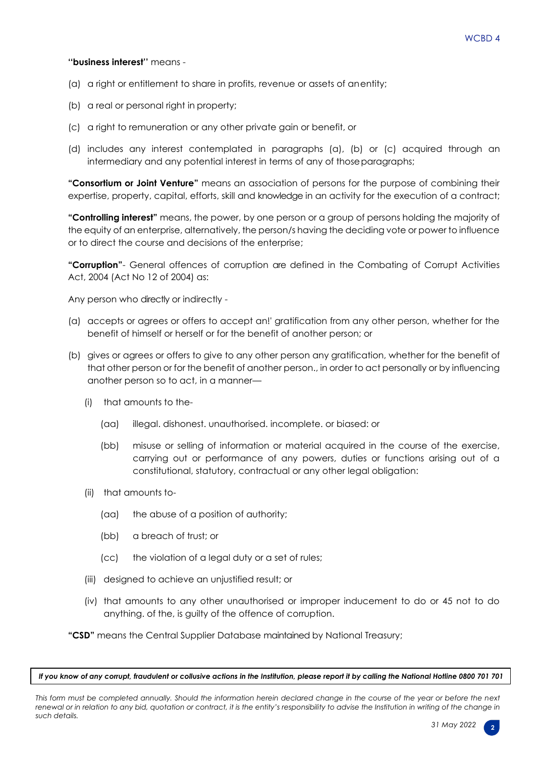**"business interest"** means -

(a) a right or entitlement to share in profits, revenue or assets of anentity;

(b) a real or personal right in property;

(c) a right to remuneration or any other private gain or benefit, or

(d) includes any interest contemplated in paragraphs (a), (b) or (c) acquired through an intermediary and any potential interest in terms of any of thoseparagraphs;

**"Consortium or Joint Venture"** means an association of persons for the purpose of combining their expertise, property, capital, efforts, skill and knowledge in an activity for the execution of a contract;

**"Controlling interest"** means, the power, by one person or a group of persons holding the majority of the equity of an enterprise, alternatively, the person/s having the deciding vote or power to influence or to direct the course and decisions of the enterprise;

**"Corruption"**- General offences of corruption are defined in the Combating of Corrupt Activities Act, 2004 (Act No 12 of 2004) as:

Any person who directly or indirectly -

(a) accepts or agrees or offers to accept an!' gratification from any other person, whether for the benefit of himself or herself or for the benefit of another person; or

(b) gives or agrees or offers to give to any other person any gratification, whether for the benefit of that other person or for the benefit of another person., in order to act personally or by influencing another person so to act, in a manner—

   (i) that amounts to the-

      (aa) illegal. dishonest. unauthorised. incomplete. or biased: or

      (bb) misuse or selling of information or material acquired in the course of the exercise, carrying out or performance of any powers, duties or functions arising out of a constitutional, statutory, contractual or any other legal obligation:

   (ii) that amounts to-

      (aa) the abuse of a position of authority;

      (bb) a breach of trust; or

      (cc) the violation of a legal duty or a set of rules;

   (iii) designed to achieve an unjustified result; or

   (iv) that amounts to any other unauthorised or improper inducement to do or 45 not to do anything. of the, is guilty of the offence of corruption.

**"CSD"** means the Central Supplier Database maintained by National Treasury;

***If you know of any corrupt, fraudulent or collusive actions in the Institution, please report it by calling the National Hotline 0800 701 701***

*This form must be completed annually. Should the information herein declared change in the course of the year or before the next renewal or in relation to any bid, quotation or contract, it is the entity's responsibility to advise the Institution in writing of the change in such details.*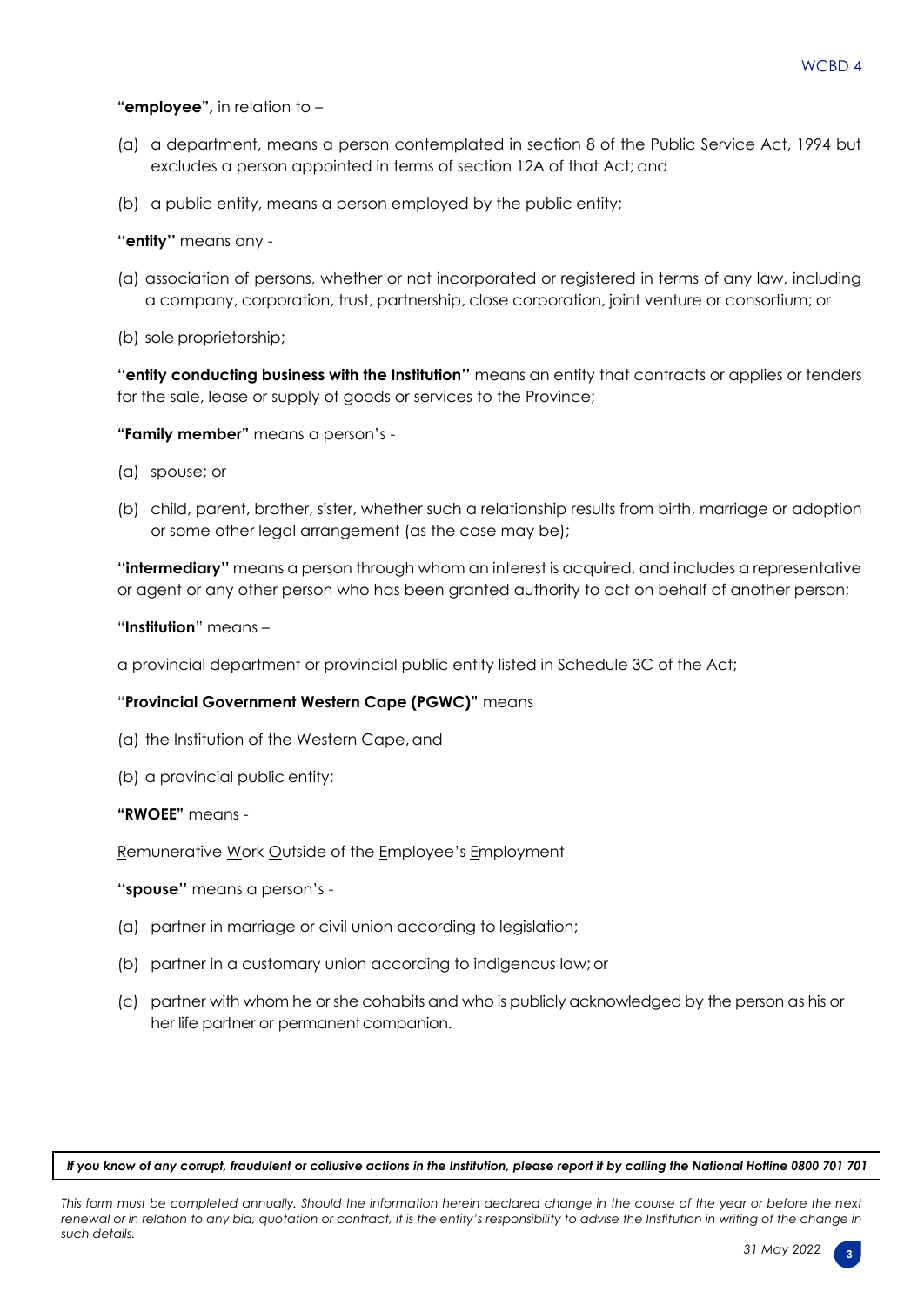**"employee",** in relation to –

(a) a department, means a person contemplated in section 8 of the Public Service Act, 1994 but excludes a person appointed in terms of section 12A of that Act; and

(b) a public entity, means a person employed by the public entity;

**"entity"** means any -

(a) association of persons, whether or not incorporated or registered in terms of any law, including a company, corporation, trust, partnership, close corporation, joint venture or consortium; or

(b) sole proprietorship;

**"entity conducting business with the Institution"** means an entity that contracts or applies or tenders for the sale, lease or supply of goods or services to the Province;

**"Family member"** means a person's -

(a) spouse; or

(b) child, parent, brother, sister, whether such a relationship results from birth, marriage or adoption or some other legal arrangement (as the case may be);

**"intermediary"** means a person through whom an interest is acquired, and includes a representative or agent or any other person who has been granted authority to act on behalf of another person;

"**Institution**" means –

a provincial department or provincial public entity listed in Schedule 3C of the Act;

"**Provincial Government Western Cape (PGWC)"** means

(a) the Institution of the Western Cape, and

(b) a provincial public entity;

**"RWOEE"** means -

Remunerative Work Outside of the Employee's Employment

**"spouse"** means a person's -

(a) partner in marriage or civil union according to legislation;

(b) partner in a customary union according to indigenous law; or

(c) partner with whom he or she cohabits and who is publicly acknowledged by the person as his or her life partner or permanent companion.

***If you know of any corrupt, fraudulent or collusive actions in the Institution, please report it by calling the National Hotline 0800 701 701***

*This form must be completed annually. Should the information herein declared change in the course of the year or before the next renewal or in relation to any bid, quotation or contract, it is the entity's responsibility to advise the Institution in writing of the change in such details.*

*31 May 2022*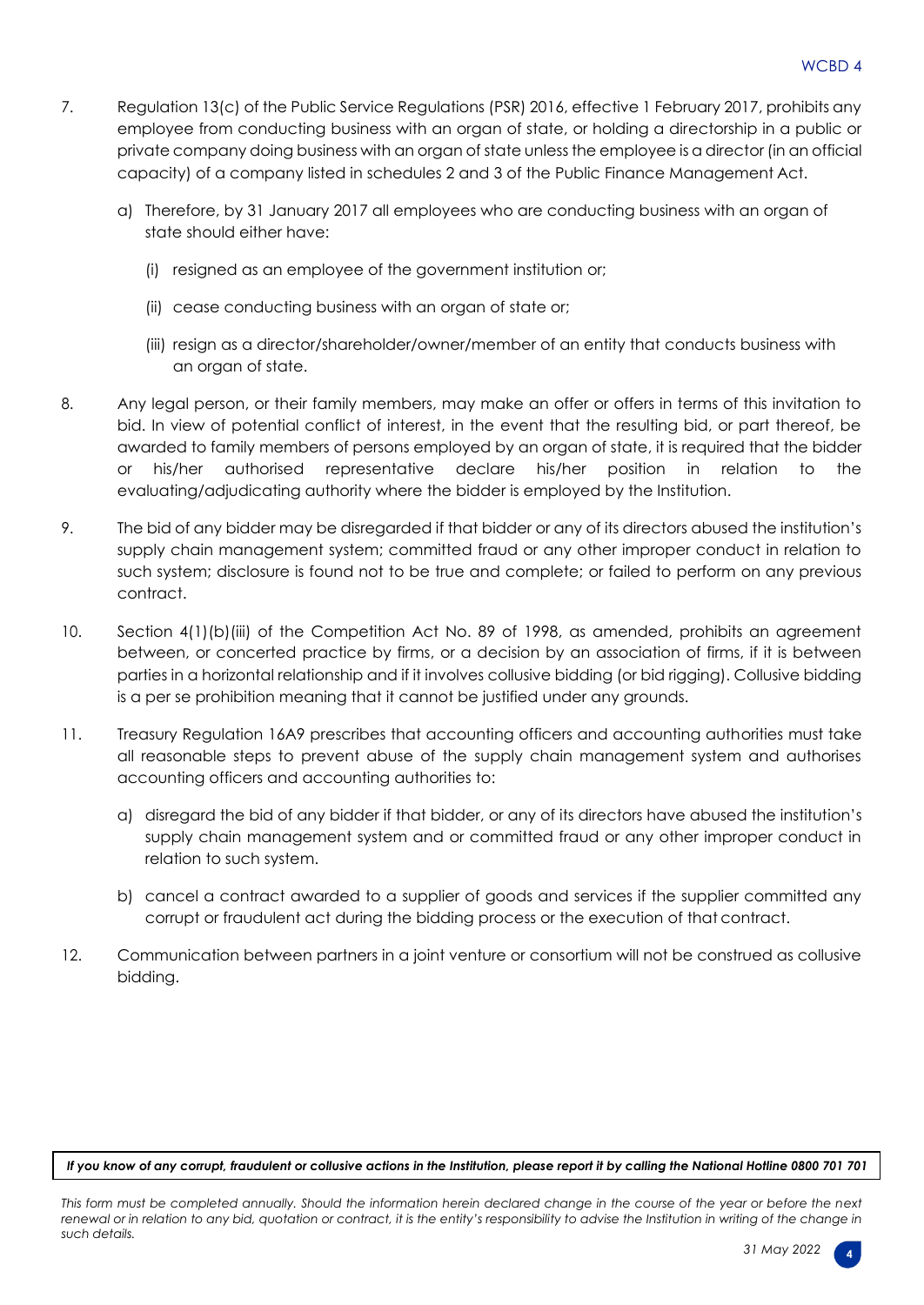7. Regulation 13(c) of the Public Service Regulations (PSR) 2016, effective 1 February 2017, prohibits any employee from conducting business with an organ of state, or holding a directorship in a public or private company doing business with an organ of state unless the employee is a director (in an official capacity) of a company listed in schedules 2 and 3 of the Public Finance Management Act.

   a) Therefore, by 31 January 2017 all employees who are conducting business with an organ of state should either have:

      (i) resigned as an employee of the government institution or;

      (ii) cease conducting business with an organ of state or;

      (iii) resign as a director/shareholder/owner/member of an entity that conducts business with an organ of state.

8. Any legal person, or their family members, may make an offer or offers in terms of this invitation to bid. In view of potential conflict of interest, in the event that the resulting bid, or part thereof, be awarded to family members of persons employed by an organ of state, it is required that the bidder or his/her authorised representative declare his/her position in relation to the evaluating/adjudicating authority where the bidder is employed by the Institution.

9. The bid of any bidder may be disregarded if that bidder or any of its directors abused the institution's supply chain management system; committed fraud or any other improper conduct in relation to such system; disclosure is found not to be true and complete; or failed to perform on any previous contract.

10. Section 4(1)(b)(iii) of the Competition Act No. 89 of 1998, as amended, prohibits an agreement between, or concerted practice by firms, or a decision by an association of firms, if it is between parties in a horizontal relationship and if it involves collusive bidding (or bid rigging). Collusive bidding is a per se prohibition meaning that it cannot be justified under any grounds.

11. Treasury Regulation 16A9 prescribes that accounting officers and accounting authorities must take all reasonable steps to prevent abuse of the supply chain management system and authorises accounting officers and accounting authorities to:

    a) disregard the bid of any bidder if that bidder, or any of its directors have abused the institution's supply chain management system and or committed fraud or any other improper conduct in relation to such system.

    b) cancel a contract awarded to a supplier of goods and services if the supplier committed any corrupt or fraudulent act during the bidding process or the execution of that contract.

12. Communication between partners in a joint venture or consortium will not be construed as collusive bidding.

***If you know of any corrupt, fraudulent or collusive actions in the Institution, please report it by calling the National Hotline 0800 701 701***

*This form must be completed annually. Should the information herein declared change in the course of the year or before the next renewal or in relation to any bid, quotation or contract, it is the entity's responsibility to advise the Institution in writing of the change in such details.*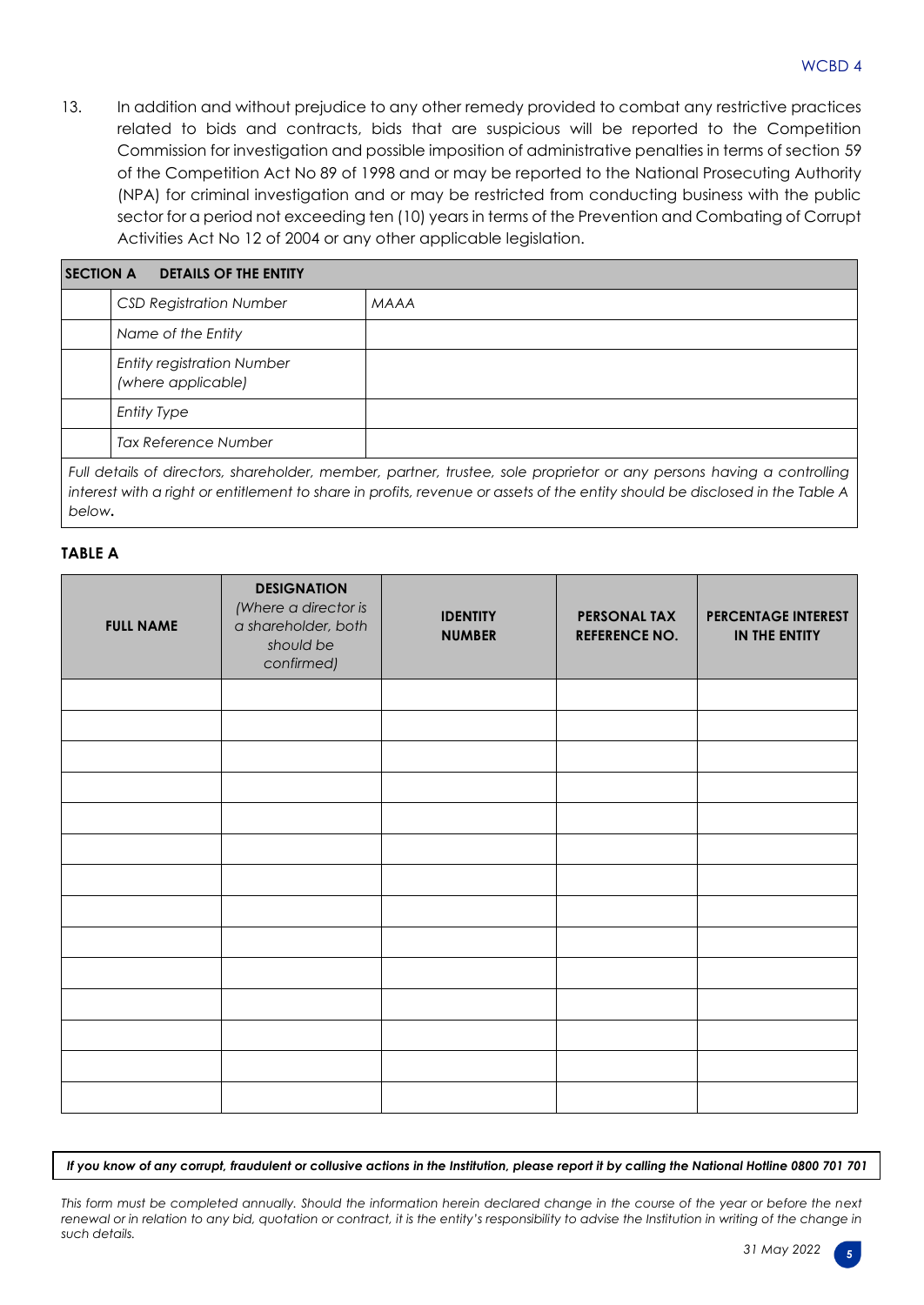13. In addition and without prejudice to any other remedy provided to combat any restrictive practices related to bids and contracts, bids that are suspicious will be reported to the Competition Commission for investigation and possible imposition of administrative penalties in terms of section 59 of the Competition Act No 89 of 1998 and or may be reported to the National Prosecuting Authority (NPA) for criminal investigation and or may be restricted from conducting business with the public sector for a period not exceeding ten (10) years in terms of the Prevention and Combating of Corrupt Activities Act No 12 of 2004 or any other applicable legislation.

| **SECTION A** | **DETAILS OF THE ENTITY** | |
|---|---|---|
| | *CSD Registration Number* | *MAAA* |
| | *Name of the Entity* | |
| | *Entity registration Number (where applicable)* | |
| | *Entity Type* | |
| | *Tax Reference Number* | |

*Full details of directors, shareholder, member, partner, trustee, sole proprietor or any persons having a controlling interest with a right or entitlement to share in profits, revenue or assets of the entity should be disclosed in the Table A below.*

**TABLE A**

| **FULL NAME** | **DESIGNATION** *(Where a director is a shareholder, both should be confirmed)* | **IDENTITY NUMBER** | **PERSONAL TAX REFERENCE NO.** | **PERCENTAGE INTEREST IN THE ENTITY** |
|---|---|---|---|---|
| | | | | |
| | | | | |
| | | | | |
| | | | | |
| | | | | |
| | | | | |
| | | | | |
| | | | | |
| | | | | |
| | | | | |
| | | | | |
| | | | | |
| | | | | |
| | | | | |

***If you know of any corrupt, fraudulent or collusive actions in the Institution, please report it by calling the National Hotline 0800 701 701***

*This form must be completed annually. Should the information herein declared change in the course of the year or before the next renewal or in relation to any bid, quotation or contract, it is the entity's responsibility to advise the Institution in writing of the change in such details.*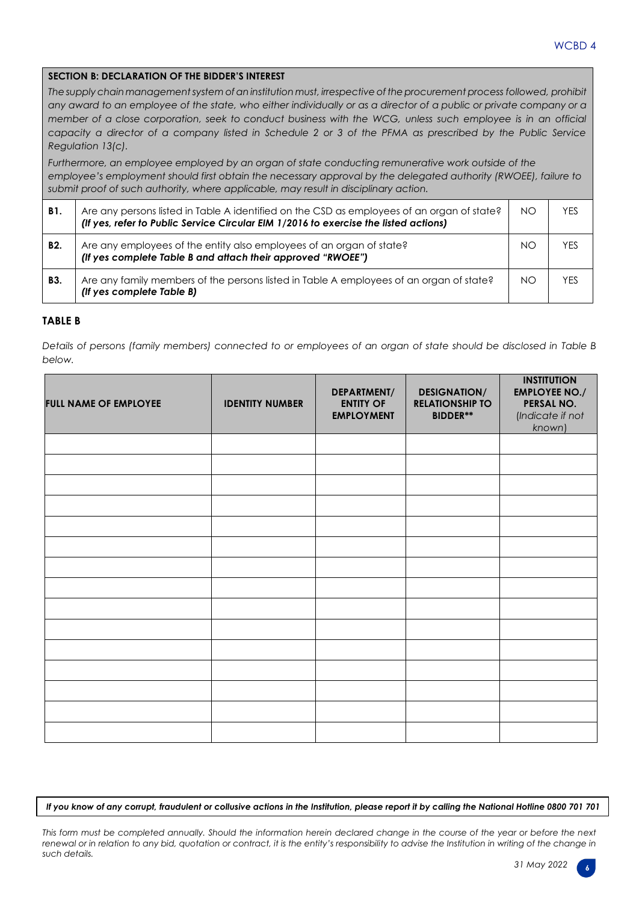## SECTION B: DECLARATION OF THE BIDDER'S INTEREST

*The supply chain management system of an institution must, irrespective of the procurement process followed, prohibit any award to an employee of the state, who either individually or as a director of a public or private company or a member of a close corporation, seek to conduct business with the WCG, unless such employee is in an official capacity a director of a company listed in Schedule 2 or 3 of the PFMA as prescribed by the Public Service Regulation 13(c).*

*Furthermore, an employee employed by an organ of state conducting remunerative work outside of the employee's employment should first obtain the necessary approval by the delegated authority (RWOEE), failure to submit proof of such authority, where applicable, may result in disciplinary action.*

| | | | |
|---|---|---|---|
| **B1.** | Are any persons listed in Table A identified on the CSD as employees of an organ of state? ***(If yes, refer to Public Service Circular EIM 1/2016 to exercise the listed actions)*** | NO | YES |
| **B2.** | Are any employees of the entity also employees of an organ of state? ***(If yes complete Table B and attach their approved "RWOEE")*** | NO | YES |
| **B3.** | Are any family members of the persons listed in Table A employees of an organ of state? ***(If yes complete Table B)*** | NO | YES |

### TABLE B

*Details of persons (family members) connected to or employees of an organ of state should be disclosed in Table B below.*

| FULL NAME OF EMPLOYEE | IDENTITY NUMBER | DEPARTMENT/ ENTITY OF EMPLOYMENT | DESIGNATION/ RELATIONSHIP TO BIDDER** | INSTITUTION EMPLOYEE NO./ PERSAL NO. *(Indicate if not known)* |
|---|---|---|---|---|
| | | | | |
| | | | | |
| | | | | |
| | | | | |
| | | | | |
| | | | | |
| | | | | |
| | | | | |
| | | | | |
| | | | | |
| | | | | |
| | | | | |
| | | | | |
| | | | | |
| | | | | |

***If you know of any corrupt, fraudulent or collusive actions in the Institution, please report it by calling the National Hotline 0800 701 701***

*This form must be completed annually. Should the information herein declared change in the course of the year or before the next renewal or in relation to any bid, quotation or contract, it is the entity's responsibility to advise the Institution in writing of the change in such details.*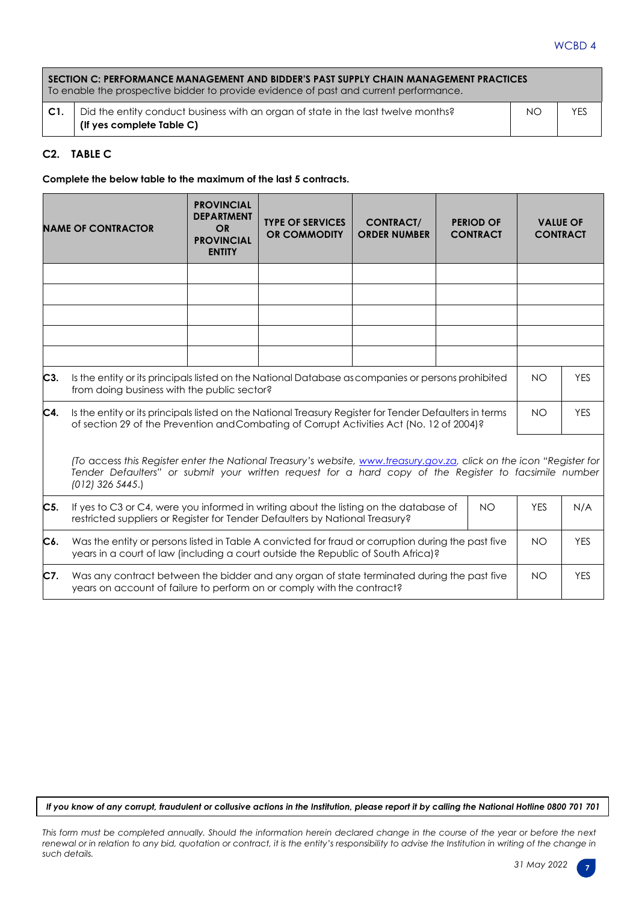| **SECTION C: PERFORMANCE MANAGEMENT AND BIDDER'S PAST SUPPLY CHAIN MANAGEMENT PRACTICES** To enable the prospective bidder to provide evidence of past and current performance. | | | |
|---|---|---|---|
| **C1.** | Did the entity conduct business with an organ of state in the last twelve months? **(If yes complete Table C)** | NO | YES |

## C2. TABLE C

**Complete the below table to the maximum of the last 5 contracts.**

| NAME OF CONTRACTOR | PROVINCIAL DEPARTMENT OR PROVINCIAL ENTITY | TYPE OF SERVICES OR COMMODITY | CONTRACT/ ORDER NUMBER | PERIOD OF CONTRACT | VALUE OF CONTRACT |
|---|---|---|---|---|---|
| | | | | | |
| | | | | | |
| | | | | | |
| | | | | | |
| | | | | | |

| | | | | |
|---|---|---|---|---|
| **C3.** | Is the entity or its principals listed on the National Database as companies or persons prohibited from doing business with the public sector? | | NO | YES |
| **C4.** | Is the entity or its principals listed on the National Treasury Register for Tender Defaulters in terms of section 29 of the Prevention and Combating of Corrupt Activities Act (No. 12 of 2004)? | | NO | YES |
| | *(To access this Register enter the National Treasury's website, www.treasury.gov.za, click on the icon "Register for Tender Defaulters" or submit your written request for a hard copy of the Register to facsimile number (012) 326 5445.)* | | | |
| **C5.** | If yes to C3 or C4, were you informed in writing about the listing on the database of restricted suppliers or Register for Tender Defaulters by National Treasury? | NO | YES | N/A |
| **C6.** | Was the entity or persons listed in Table A convicted for fraud or corruption during the past five years in a court of law (including a court outside the Republic of South Africa)? | | NO | YES |
| **C7.** | Was any contract between the bidder and any organ of state terminated during the past five years on account of failure to perform on or comply with the contract? | | NO | YES |

***If you know of any corrupt, fraudulent or collusive actions in the Institution, please report it by calling the National Hotline 0800 701 701***

*This form must be completed annually. Should the information herein declared change in the course of the year or before the next renewal or in relation to any bid, quotation or contract, it is the entity's responsibility to advise the Institution in writing of the change in such details.*

*31 May 2022*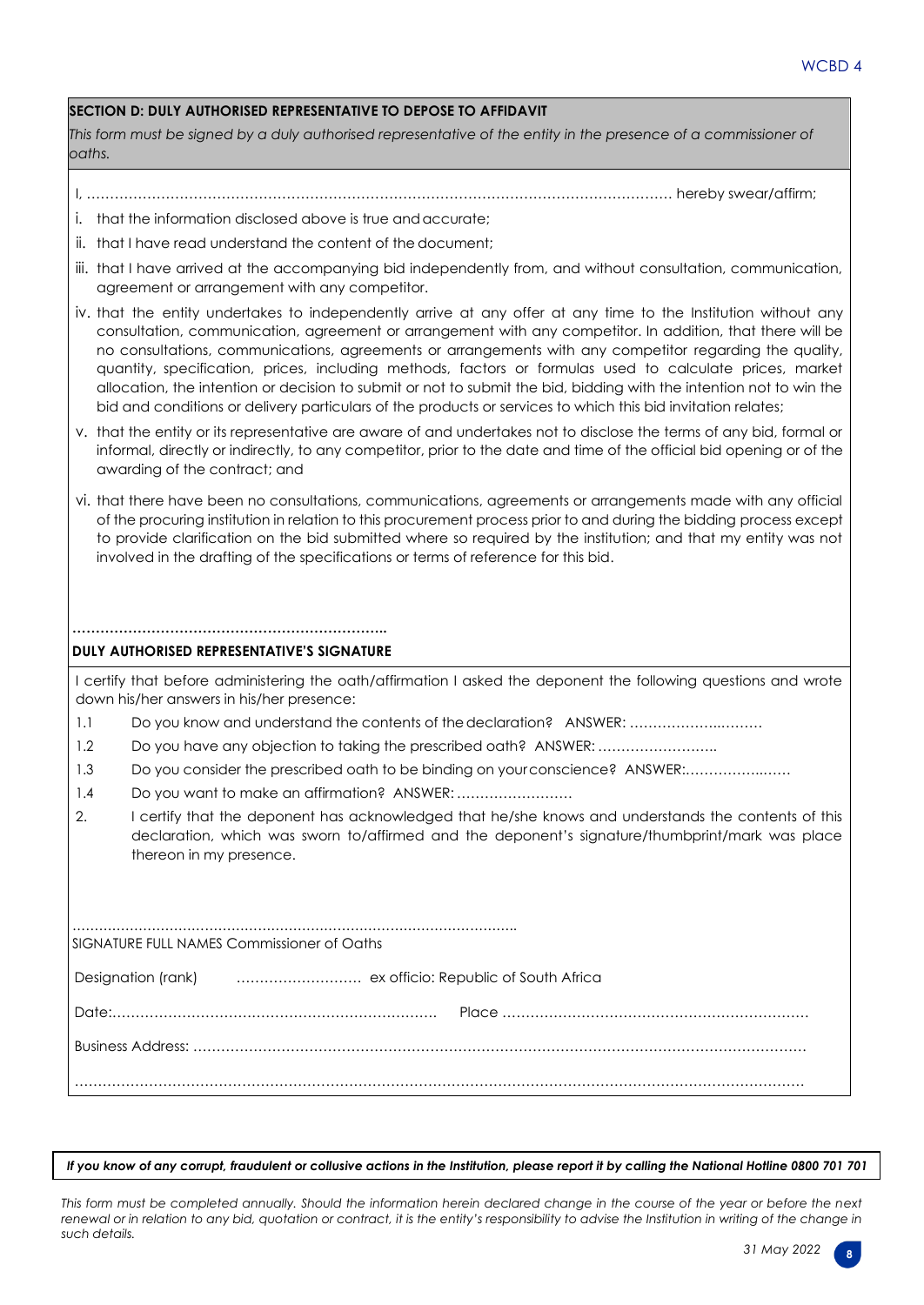**SECTION D: DULY AUTHORISED REPRESENTATIVE TO DEPOSE TO AFFIDAVIT**

*This form must be signed by a duly authorised representative of the entity in the presence of a commissioner of oaths.*

I, ………………………………………………………………………………………………………… hereby swear/affirm;

i. that the information disclosed above is true and accurate;

ii. that I have read understand the content of the document;

iii. that I have arrived at the accompanying bid independently from, and without consultation, communication, agreement or arrangement with any competitor.

iv. that the entity undertakes to independently arrive at any offer at any time to the Institution without any consultation, communication, agreement or arrangement with any competitor. In addition, that there will be no consultations, communications, agreements or arrangements with any competitor regarding the quality, quantity, specification, prices, including methods, factors or formulas used to calculate prices, market allocation, the intention or decision to submit or not to submit the bid, bidding with the intention not to win the bid and conditions or delivery particulars of the products or services to which this bid invitation relates;

v. that the entity or its representative are aware of and undertakes not to disclose the terms of any bid, formal or informal, directly or indirectly, to any competitor, prior to the date and time of the official bid opening or of the awarding of the contract; and

vi. that there have been no consultations, communications, agreements or arrangements made with any official of the procuring institution in relation to this procurement process prior to and during the bidding process except to provide clarification on the bid submitted where so required by the institution; and that my entity was not involved in the drafting of the specifications or terms of reference for this bid.

……………………………………………………………

**DULY AUTHORISED REPRESENTATIVE'S SIGNATURE**

I certify that before administering the oath/affirmation I asked the deponent the following questions and wrote down his/her answers in his/her presence:

1.1 Do you know and understand the contents of the declaration? ANSWER: ………………..………

1.2 Do you have any objection to taking the prescribed oath? ANSWER: ……………………..

1.3 Do you consider the prescribed oath to be binding on your conscience? ANSWER:………………..……

1.4 Do you want to make an affirmation? ANSWER: ……………………

2. I certify that the deponent has acknowledged that he/she knows and understands the contents of this declaration, which was sworn to/affirmed and the deponent's signature/thumbprint/mark was place thereon in my presence.

……………………………………………………………………………………..

SIGNATURE FULL NAMES Commissioner of Oaths

Designation (rank) ……………………… ex officio: Republic of South Africa

Date:…………………………………………………………… Place …………………………………………………………

Business Address: ………………………………………………………………………………………………………………

……………………………………………………………………………………………………………………………………

***If you know of any corrupt, fraudulent or collusive actions in the Institution, please report it by calling the National Hotline 0800 701 701***

*This form must be completed annually. Should the information herein declared change in the course of the year or before the next renewal or in relation to any bid, quotation or contract, it is the entity's responsibility to advise the Institution in writing of the change in such details.*

*31 May 2022*